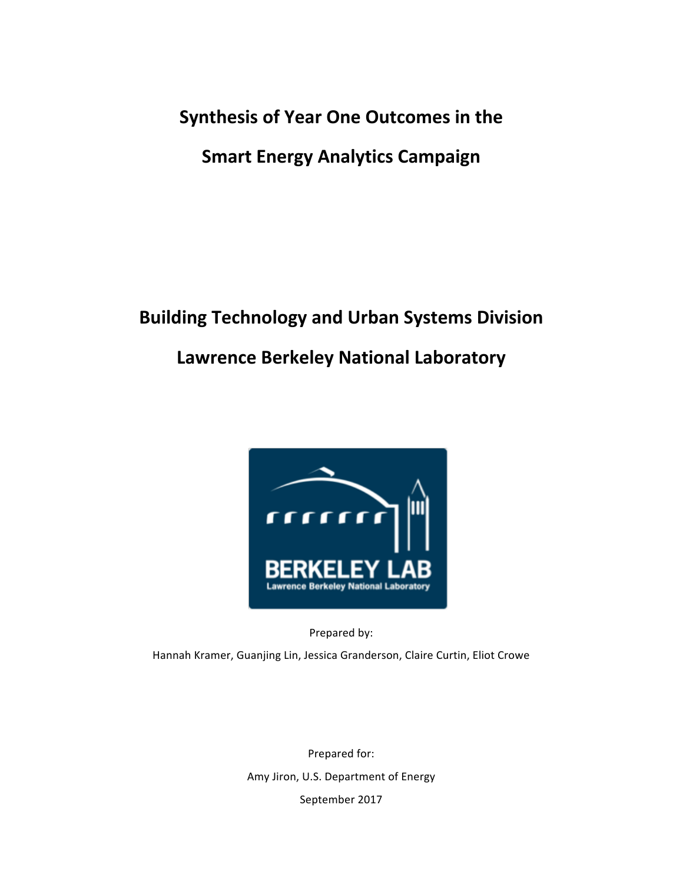# Synthesis of Year One Outcomes in the Smart Energy Analytics Campaign

## Building Technology and Urban Systems Division

## Lawrence Berkeley National Laboratory

Prepared by:

Hannah Kramer, Guanjing Lin, Jessica Granderson, Claire Curtin, Eliot Crowe

Prepared for:

Amy Jiron, U.S. Department of Energy

September 2017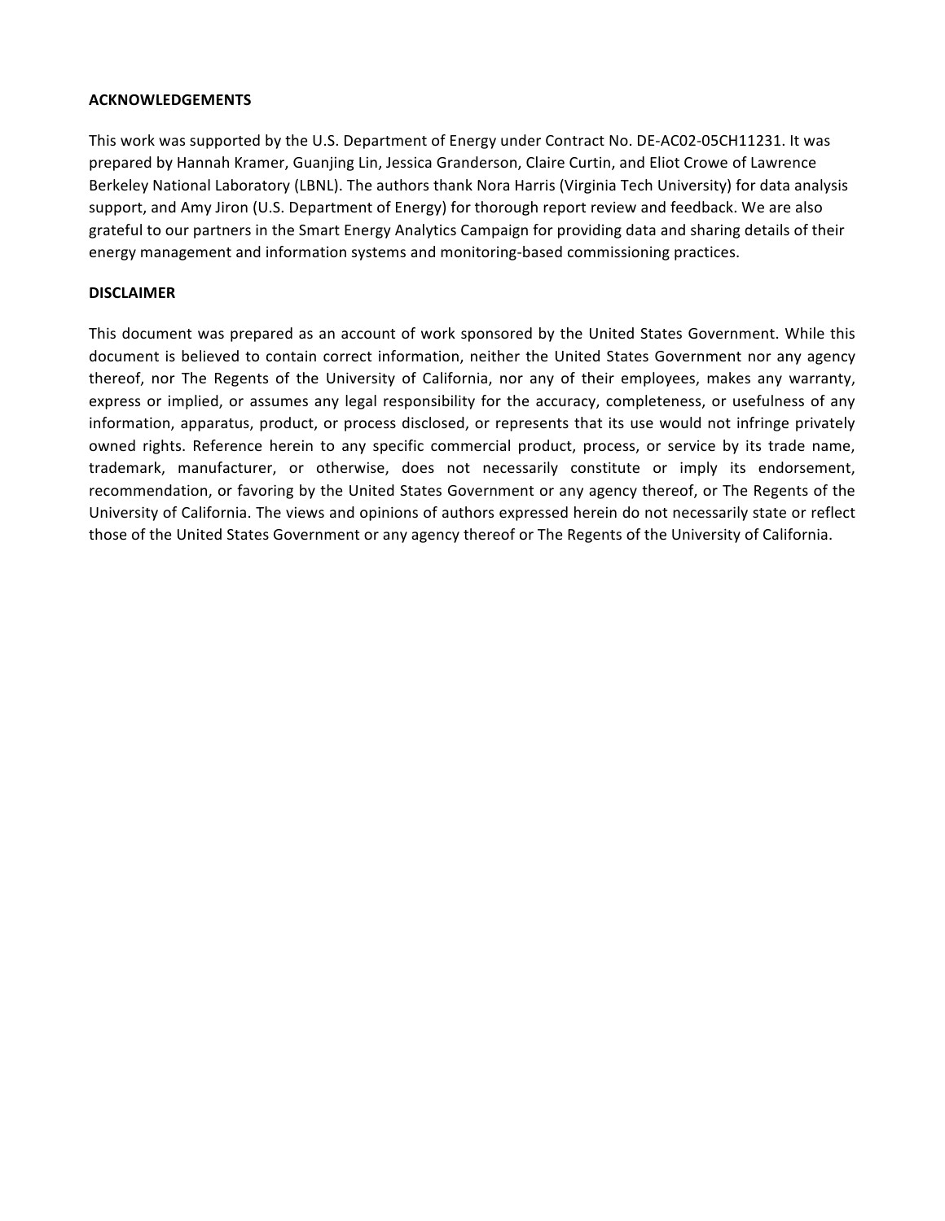**ACKNOWLEDGEMENTS**

This work was supported by the U.S. Department of Energy under Contract No. DE-AC02-05CH11231. It was prepared by Hannah Kramer, Guanjing Lin, Jessica Granderson, Claire Curtin, and Eliot Crowe of Lawrence Berkeley National Laboratory (LBNL). The authors thank Nora Harris (Virginia Tech University) for data analysis support, and Amy Jiron (U.S. Department of Energy) for thorough report review and feedback. We are also grateful to our partners in the Smart Energy Analytics Campaign for providing data and sharing details of their energy management and information systems and monitoring-based commissioning practices.

**DISCLAIMER**

This document was prepared as an account of work sponsored by the United States Government. While this document is believed to contain correct information, neither the United States Government nor any agency thereof, nor The Regents of the University of California, nor any of their employees, makes any warranty, express or implied, or assumes any legal responsibility for the accuracy, completeness, or usefulness of any information, apparatus, product, or process disclosed, or represents that its use would not infringe privately owned rights. Reference herein to any specific commercial product, process, or service by its trade name, trademark, manufacturer, or otherwise, does not necessarily constitute or imply its endorsement, recommendation, or favoring by the United States Government or any agency thereof, or The Regents of the University of California. The views and opinions of authors expressed herein do not necessarily state or reflect those of the United States Government or any agency thereof or The Regents of the University of California.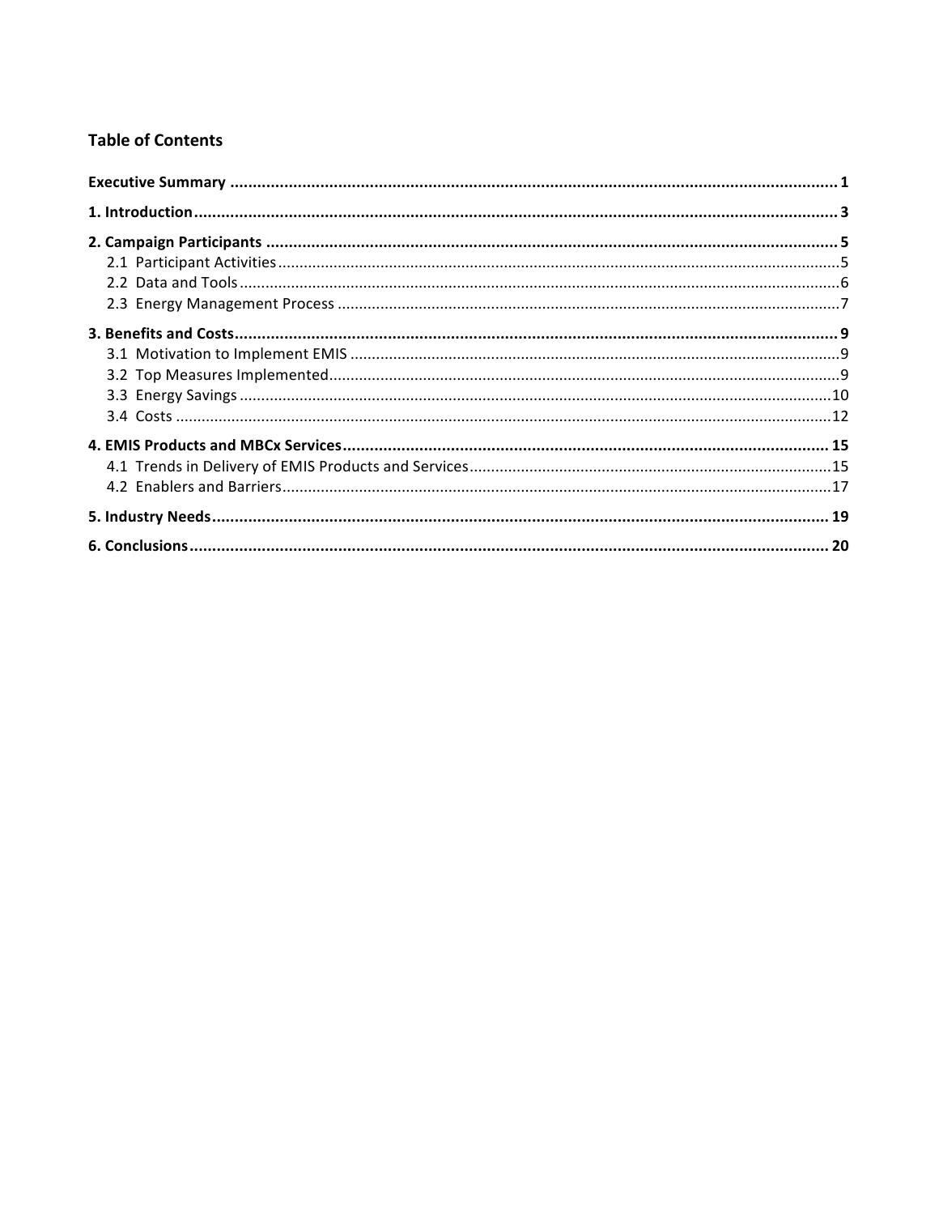## Table of Contents

**Executive Summary** ........................................................................................................................................ **1**

**1. Introduction** ................................................................................................................................................ **3**

**2. Campaign Participants** ................................................................................................................................ **5**
- 2.1 Participant Activities .................................................................................................................................. 5
- 2.2 Data and Tools ........................................................................................................................................... 6
- 2.3 Energy Management Process ..................................................................................................................... 7

**3. Benefits and Costs** ....................................................................................................................................... **9**
- 3.1 Motivation to Implement EMIS .................................................................................................................. 9
- 3.2 Top Measures Implemented ....................................................................................................................... 9
- 3.3 Energy Savings ......................................................................................................................................... 10
- 3.4 Costs ........................................................................................................................................................ 12

**4. EMIS Products and MBCx Services** ........................................................................................................... **15**
- 4.1 Trends in Delivery of EMIS Products and Services .................................................................................... 15
- 4.2 Enablers and Barriers ............................................................................................................................... 17

**5. Industry Needs** ......................................................................................................................................... **19**

**6. Conclusions** ............................................................................................................................................... **20**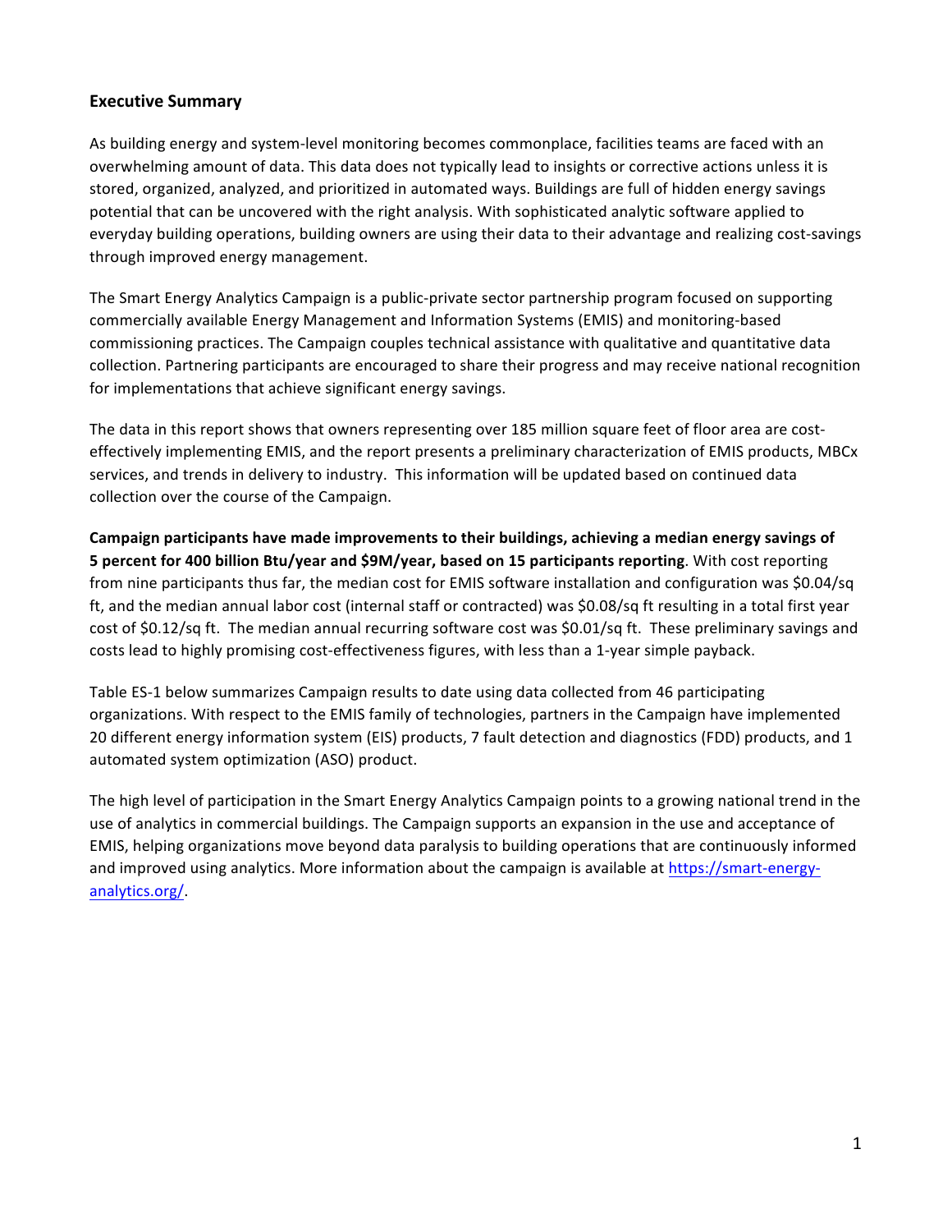## Executive Summary

As building energy and system-level monitoring becomes commonplace, facilities teams are faced with an overwhelming amount of data. This data does not typically lead to insights or corrective actions unless it is stored, organized, analyzed, and prioritized in automated ways. Buildings are full of hidden energy savings potential that can be uncovered with the right analysis. With sophisticated analytic software applied to everyday building operations, building owners are using their data to their advantage and realizing cost-savings through improved energy management.

The Smart Energy Analytics Campaign is a public-private sector partnership program focused on supporting commercially available Energy Management and Information Systems (EMIS) and monitoring-based commissioning practices. The Campaign couples technical assistance with qualitative and quantitative data collection. Partnering participants are encouraged to share their progress and may receive national recognition for implementations that achieve significant energy savings.

The data in this report shows that owners representing over 185 million square feet of floor area are cost-effectively implementing EMIS, and the report presents a preliminary characterization of EMIS products, MBCx services, and trends in delivery to industry. This information will be updated based on continued data collection over the course of the Campaign.

**Campaign participants have made improvements to their buildings, achieving a median energy savings of 5 percent for 400 billion Btu/year and $9M/year, based on 15 participants reporting**. With cost reporting from nine participants thus far, the median cost for EMIS software installation and configuration was $0.04/sq ft, and the median annual labor cost (internal staff or contracted) was $0.08/sq ft resulting in a total first year cost of $0.12/sq ft. The median annual recurring software cost was $0.01/sq ft. These preliminary savings and costs lead to highly promising cost-effectiveness figures, with less than a 1-year simple payback.

Table ES-1 below summarizes Campaign results to date using data collected from 46 participating organizations. With respect to the EMIS family of technologies, partners in the Campaign have implemented 20 different energy information system (EIS) products, 7 fault detection and diagnostics (FDD) products, and 1 automated system optimization (ASO) product.

The high level of participation in the Smart Energy Analytics Campaign points to a growing national trend in the use of analytics in commercial buildings. The Campaign supports an expansion in the use and acceptance of EMIS, helping organizations move beyond data paralysis to building operations that are continuously informed and improved using analytics. More information about the campaign is available at [https://smart-energy-analytics.org/](https://smart-energy-analytics.org/).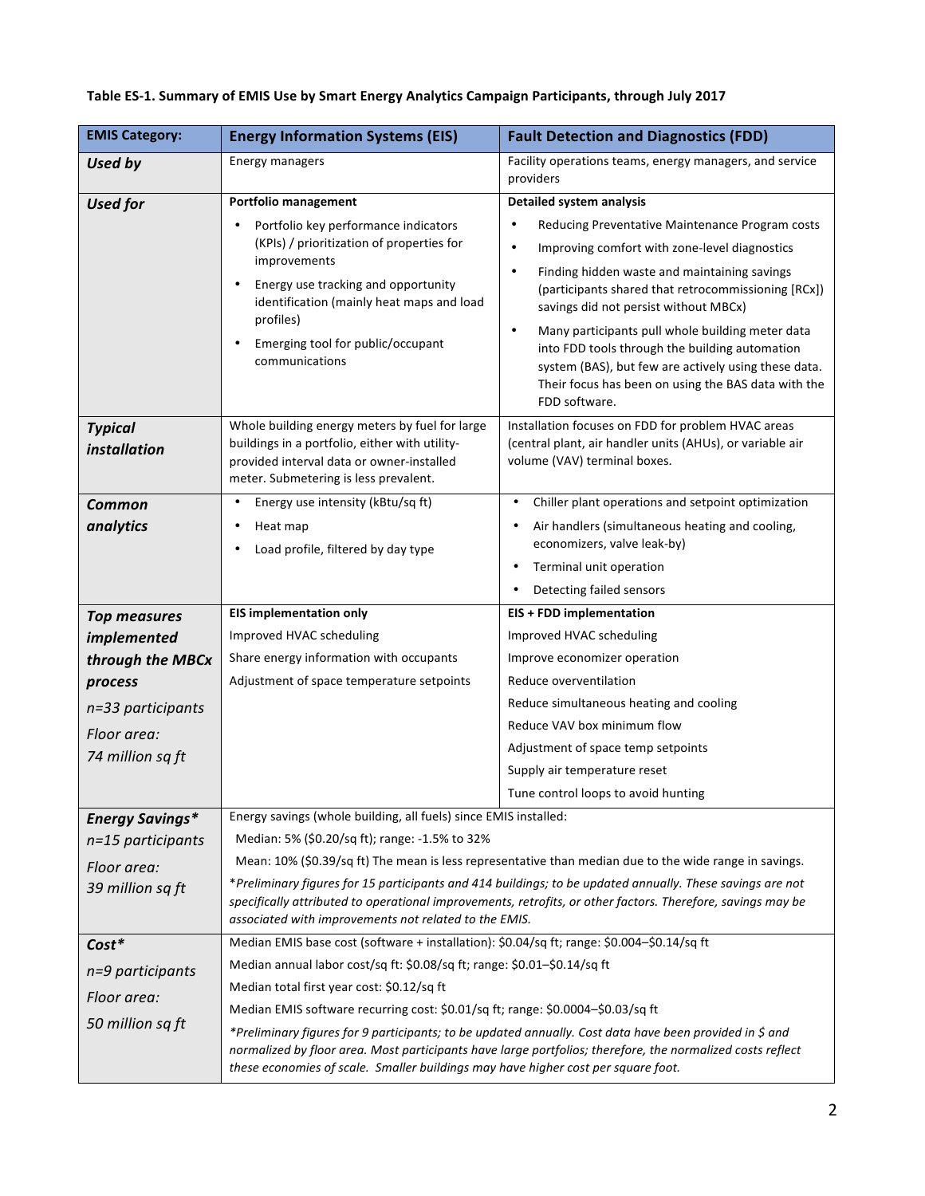**Table ES-1. Summary of EMIS Use by Smart Energy Analytics Campaign Participants, through July 2017**

| EMIS Category: | Energy Information Systems (EIS) | Fault Detection and Diagnostics (FDD) |
|---|---|---|
| ***Used by*** | Energy managers | Facility operations teams, energy managers, and service providers |
| ***Used for*** | **Portfolio management**<br>• Portfolio key performance indicators (KPIs) / prioritization of properties for improvements<br>• Energy use tracking and opportunity identification (mainly heat maps and load profiles)<br>• Emerging tool for public/occupant communications | **Detailed system analysis**<br>• Reducing Preventative Maintenance Program costs<br>• Improving comfort with zone-level diagnostics<br>• Finding hidden waste and maintaining savings (participants shared that retrocommissioning [RCx]) savings did not persist without MBCx)<br>• Many participants pull whole building meter data into FDD tools through the building automation system (BAS), but few are actively using these data. Their focus has been on using the BAS data with the FDD software. |
| ***Typical installation*** | Whole building energy meters by fuel for large buildings in a portfolio, either with utility-provided interval data or owner-installed meter. Submetering is less prevalent. | Installation focuses on FDD for problem HVAC areas (central plant, air handler units (AHUs), or variable air volume (VAV) terminal boxes. |
| ***Common analytics*** | • Energy use intensity (kBtu/sq ft)<br>• Heat map<br>• Load profile, filtered by day type | • Chiller plant operations and setpoint optimization<br>• Air handlers (simultaneous heating and cooling, economizers, valve leak-by)<br>• Terminal unit operation<br>• Detecting failed sensors |
| ***Top measures implemented through the MBCx process***<br>*n=33 participants*<br>*Floor area: 74 million sq ft* | **EIS implementation only**<br>Improved HVAC scheduling<br>Share energy information with occupants<br>Adjustment of space temperature setpoints | **EIS + FDD implementation**<br>Improved HVAC scheduling<br>Improve economizer operation<br>Reduce overventilation<br>Reduce simultaneous heating and cooling<br>Reduce VAV box minimum flow<br>Adjustment of space temp setpoints<br>Supply air temperature reset<br>Tune control loops to avoid hunting |
| ***Energy Savings****<br>*n=15 participants*<br>*Floor area: 39 million sq ft* | Energy savings (whole building, all fuels) since EMIS installed:<br>Median: 5% ($0.20/sq ft); range: -1.5% to 32%<br>Mean: 10% ($0.39/sq ft) The mean is less representative than median due to the wide range in savings.<br>**Preliminary figures for 15 participants and 414 buildings; to be updated annually. These savings are not specifically attributed to operational improvements, retrofits, or other factors. Therefore, savings may be associated with improvements not related to the EMIS.* | |
| ***Cost****<br>*n=9 participants*<br>*Floor area: 50 million sq ft* | Median EMIS base cost (software + installation): $0.04/sq ft; range: $0.004–$0.14/sq ft<br>Median annual labor cost/sq ft: $0.08/sq ft; range: $0.01–$0.14/sq ft<br>Median total first year cost: $0.12/sq ft<br>Median EMIS software recurring cost: $0.01/sq ft; range: $0.0004–$0.03/sq ft<br>**Preliminary figures for 9 participants; to be updated annually. Cost data have been provided in $ and normalized by floor area. Most participants have large portfolios; therefore, the normalized costs reflect these economies of scale. Smaller buildings may have higher cost per square foot.* | |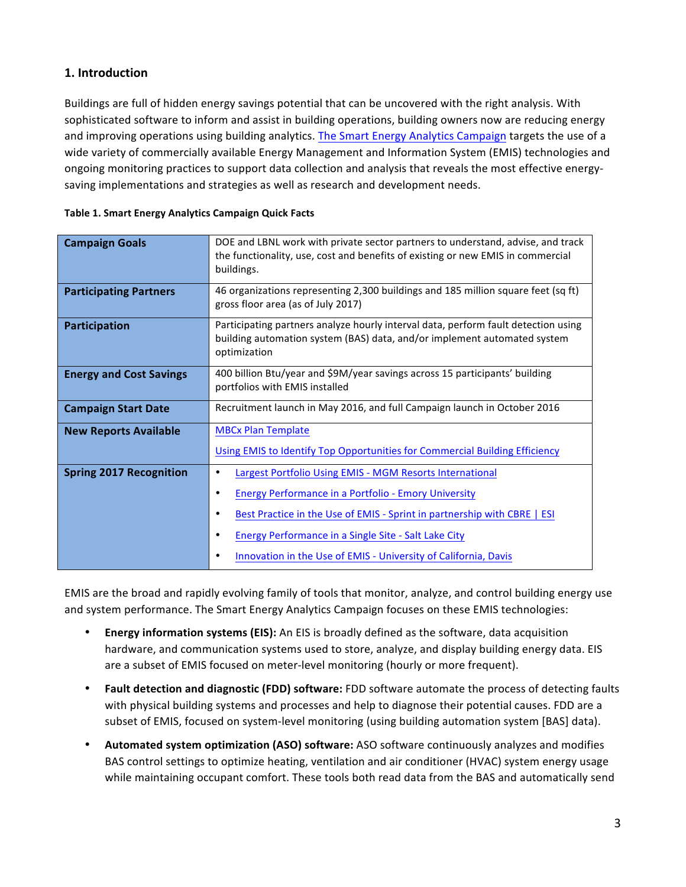## 1. Introduction

Buildings are full of hidden energy savings potential that can be uncovered with the right analysis. With sophisticated software to inform and assist in building operations, building owners now are reducing energy and improving operations using building analytics. The Smart Energy Analytics Campaign targets the use of a wide variety of commercially available Energy Management and Information System (EMIS) technologies and ongoing monitoring practices to support data collection and analysis that reveals the most effective energy-saving implementations and strategies as well as research and development needs.

**Table 1. Smart Energy Analytics Campaign Quick Facts**

| | |
|---|---|
| **Campaign Goals** | DOE and LBNL work with private sector partners to understand, advise, and track the functionality, use, cost and benefits of existing or new EMIS in commercial buildings. |
| **Participating Partners** | 46 organizations representing 2,300 buildings and 185 million square feet (sq ft) gross floor area (as of July 2017) |
| **Participation** | Participating partners analyze hourly interval data, perform fault detection using building automation system (BAS) data, and/or implement automated system optimization |
| **Energy and Cost Savings** | 400 billion Btu/year and $9M/year savings across 15 participants' building portfolios with EMIS installed |
| **Campaign Start Date** | Recruitment launch in May 2016, and full Campaign launch in October 2016 |
| **New Reports Available** | MBCx Plan Template<br>Using EMIS to Identify Top Opportunities for Commercial Building Efficiency |
| **Spring 2017 Recognition** | • Largest Portfolio Using EMIS - MGM Resorts International<br>• Energy Performance in a Portfolio - Emory University<br>• Best Practice in the Use of EMIS - Sprint in partnership with CBRE \| ESI<br>• Energy Performance in a Single Site - Salt Lake City<br>• Innovation in the Use of EMIS - University of California, Davis |

EMIS are the broad and rapidly evolving family of tools that monitor, analyze, and control building energy use and system performance. The Smart Energy Analytics Campaign focuses on these EMIS technologies:

- **Energy information systems (EIS):** An EIS is broadly defined as the software, data acquisition hardware, and communication systems used to store, analyze, and display building energy data. EIS are a subset of EMIS focused on meter-level monitoring (hourly or more frequent).
- **Fault detection and diagnostic (FDD) software:** FDD software automate the process of detecting faults with physical building systems and processes and help to diagnose their potential causes. FDD are a subset of EMIS, focused on system-level monitoring (using building automation system [BAS] data).
- **Automated system optimization (ASO) software:** ASO software continuously analyzes and modifies BAS control settings to optimize heating, ventilation and air conditioner (HVAC) system energy usage while maintaining occupant comfort. These tools both read data from the BAS and automatically send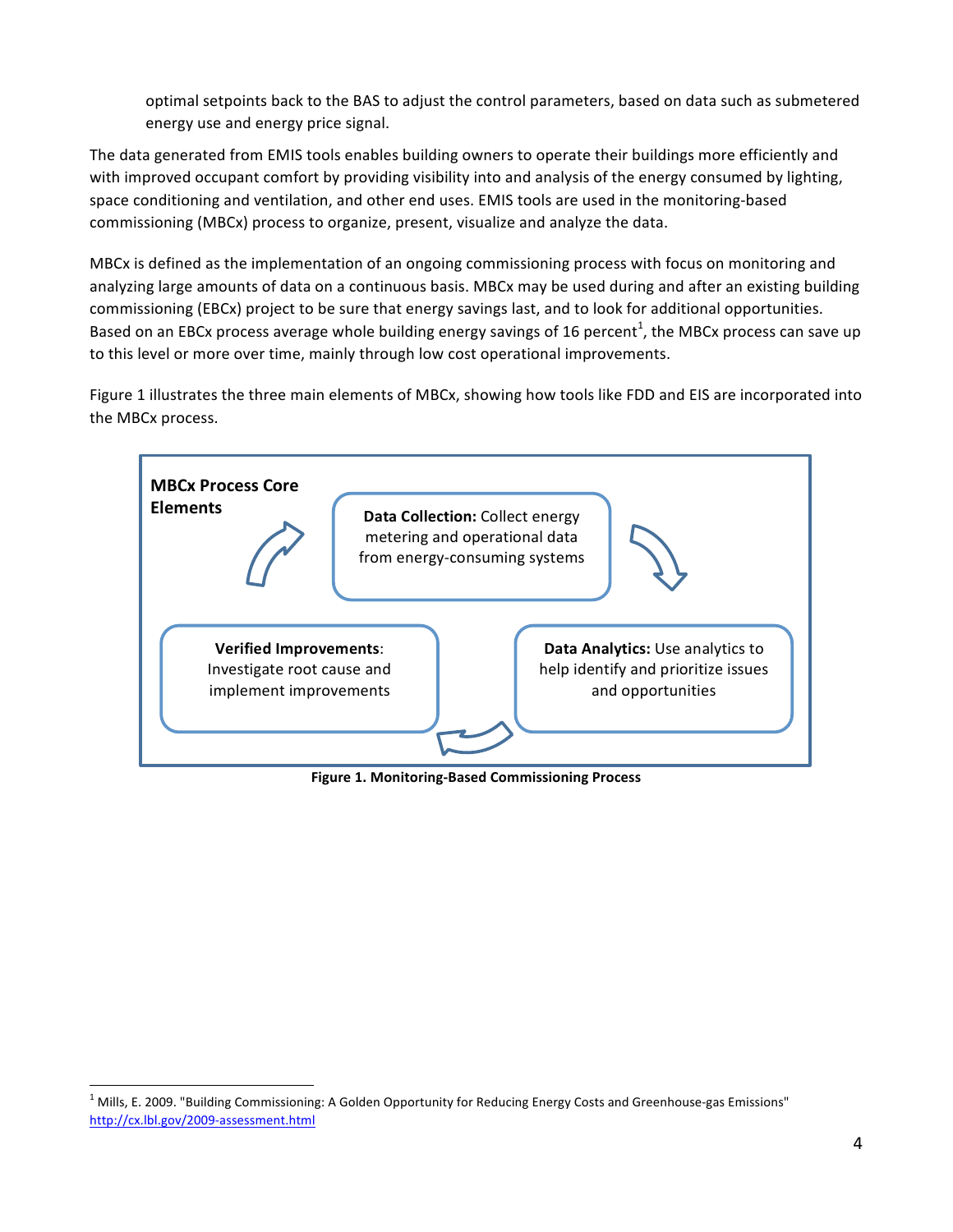optimal setpoints back to the BAS to adjust the control parameters, based on data such as submetered energy use and energy price signal.

The data generated from EMIS tools enables building owners to operate their buildings more efficiently and with improved occupant comfort by providing visibility into and analysis of the energy consumed by lighting, space conditioning and ventilation, and other end uses. EMIS tools are used in the monitoring-based commissioning (MBCx) process to organize, present, visualize and analyze the data.

MBCx is defined as the implementation of an ongoing commissioning process with focus on monitoring and analyzing large amounts of data on a continuous basis. MBCx may be used during and after an existing building commissioning (EBCx) project to be sure that energy savings last, and to look for additional opportunities. Based on an EBCx process average whole building energy savings of 16 percent[1], the MBCx process can save up to this level or more over time, mainly through low cost operational improvements.

Figure 1 illustrates the three main elements of MBCx, showing how tools like FDD and EIS are incorporated into the MBCx process.

**MBCx Process Core Elements**

**Data Collection:** Collect energy metering and operational data from energy-consuming systems

**Data Analytics:** Use analytics to help identify and prioritize issues and opportunities

**Verified Improvements**: Investigate root cause and implement improvements

**Figure 1. Monitoring-Based Commissioning Process**

[1] Mills, E. 2009. "Building Commissioning: A Golden Opportunity for Reducing Energy Costs and Greenhouse-gas Emissions" http://cx.lbl.gov/2009-assessment.html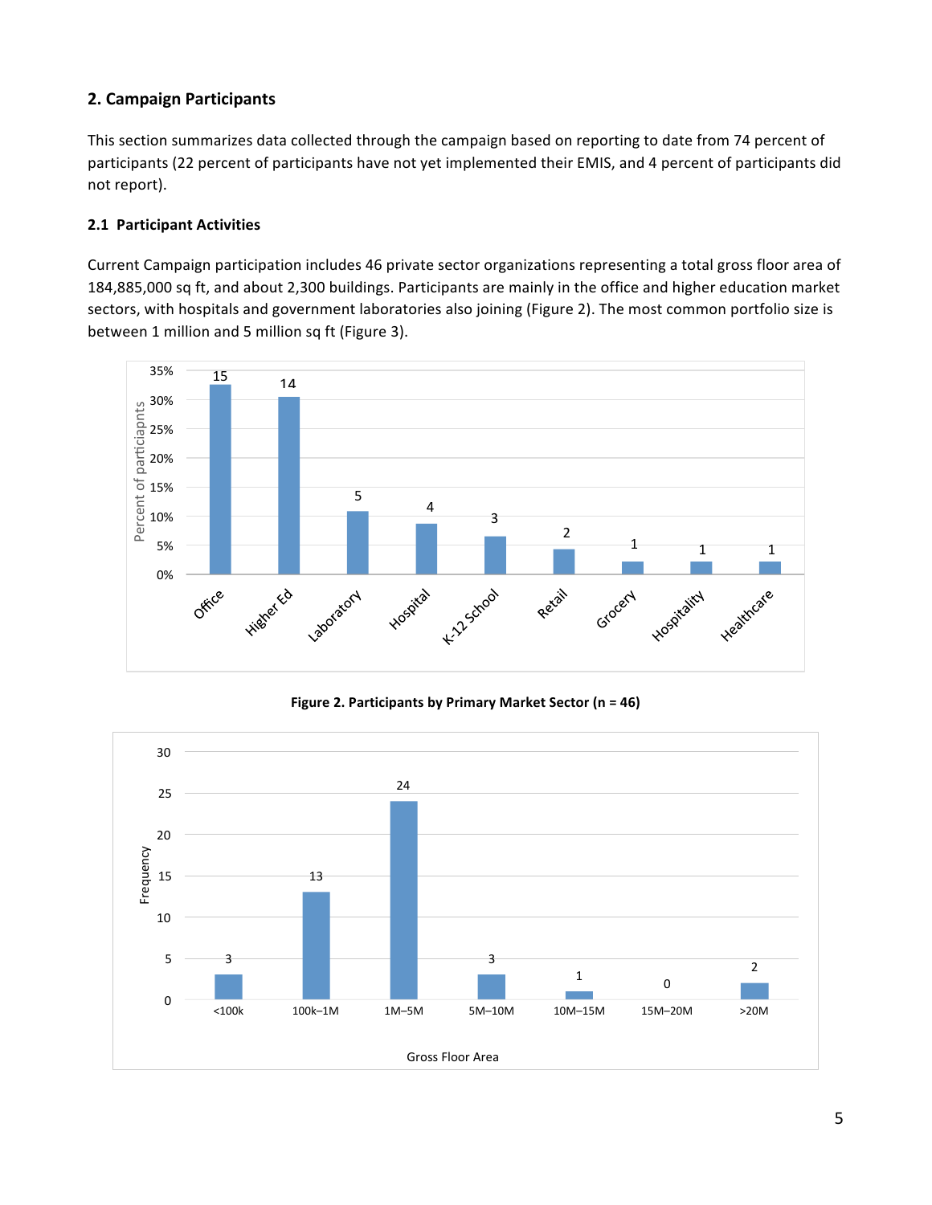### 2. Campaign Participants

This section summarizes data collected through the campaign based on reporting to date from 74 percent of participants (22 percent of participants have not yet implemented their EMIS, and 4 percent of participants did not report).

#### 2.1 Participant Activities

Current Campaign participation includes 46 private sector organizations representing a total gross floor area of 184,885,000 sq ft, and about 2,300 buildings. Participants are mainly in the office and higher education market sectors, with hospitals and government laboratories also joining (Figure 2). The most common portfolio size is between 1 million and 5 million sq ft (Figure 3).

**Figure 2. Participants by Primary Market Sector (n = 46)**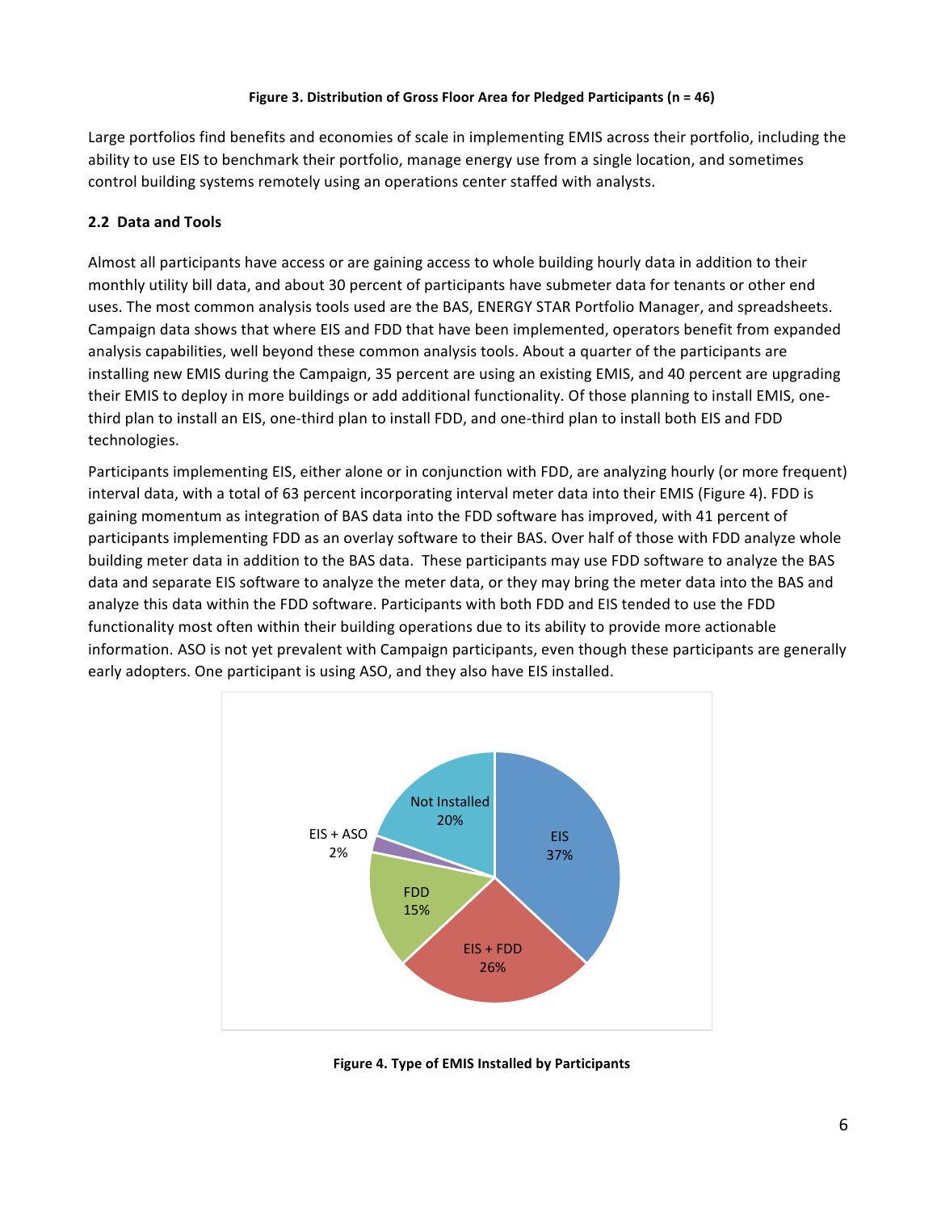**Figure 3. Distribution of Gross Floor Area for Pledged Participants (n = 46)**

Large portfolios find benefits and economies of scale in implementing EMIS across their portfolio, including the ability to use EIS to benchmark their portfolio, manage energy use from a single location, and sometimes control building systems remotely using an operations center staffed with analysts.

### 2.2 Data and Tools

Almost all participants have access or are gaining access to whole building hourly data in addition to their monthly utility bill data, and about 30 percent of participants have submeter data for tenants or other end uses. The most common analysis tools used are the BAS, ENERGY STAR Portfolio Manager, and spreadsheets. Campaign data shows that where EIS and FDD that have been implemented, operators benefit from expanded analysis capabilities, well beyond these common analysis tools. About a quarter of the participants are installing new EMIS during the Campaign, 35 percent are using an existing EMIS, and 40 percent are upgrading their EMIS to deploy in more buildings or add additional functionality. Of those planning to install EMIS, one-third plan to install an EIS, one-third plan to install FDD, and one-third plan to install both EIS and FDD technologies.

Participants implementing EIS, either alone or in conjunction with FDD, are analyzing hourly (or more frequent) interval data, with a total of 63 percent incorporating interval meter data into their EMIS (Figure 4). FDD is gaining momentum as integration of BAS data into the FDD software has improved, with 41 percent of participants implementing FDD as an overlay software to their BAS. Over half of those with FDD analyze whole building meter data in addition to the BAS data. These participants may use FDD software to analyze the BAS data and separate EIS software to analyze the meter data, or they may bring the meter data into the BAS and analyze this data within the FDD software. Participants with both FDD and EIS tended to use the FDD functionality most often within their building operations due to its ability to provide more actionable information. ASO is not yet prevalent with Campaign participants, even though these participants are generally early adopters. One participant is using ASO, and they also have EIS installed.

| Type of EMIS | Percent |
|---|---|
| EIS | 37% |
| EIS + FDD | 26% |
| FDD | 15% |
| EIS + ASO | 2% |
| Not Installed | 20% |

**Figure 4. Type of EMIS Installed by Participants**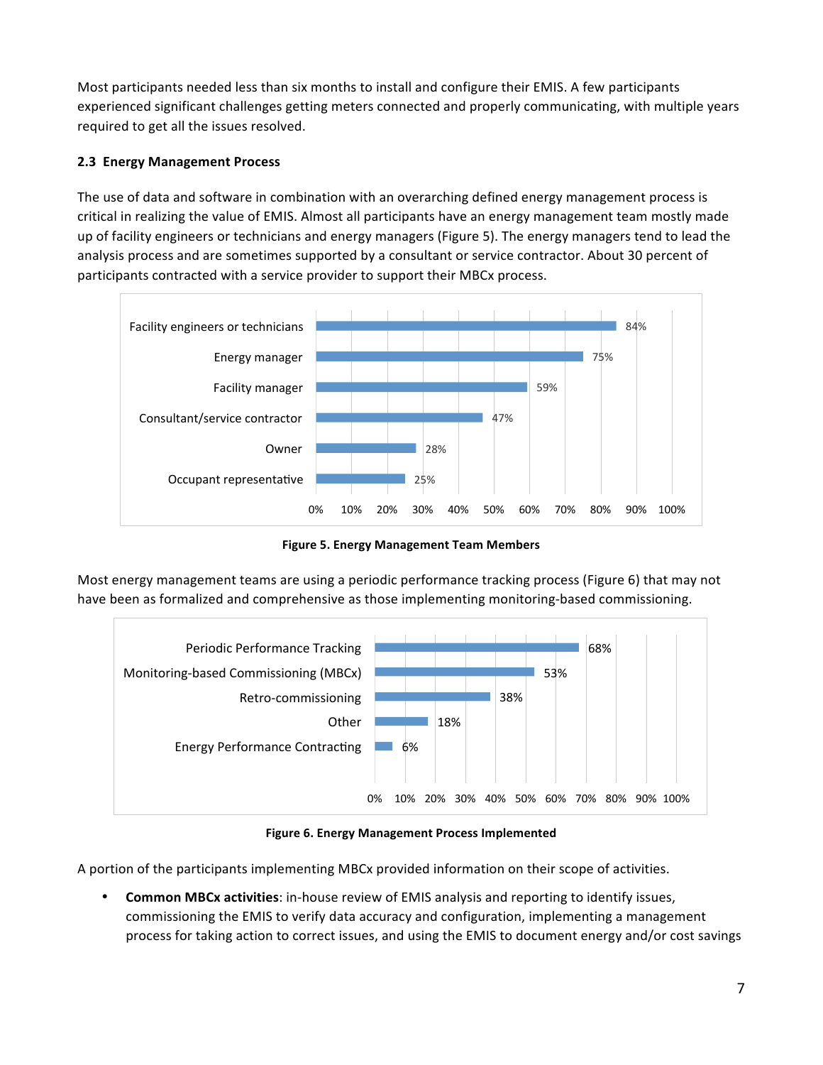Most participants needed less than six months to install and configure their EMIS. A few participants experienced significant challenges getting meters connected and properly communicating, with multiple years required to get all the issues resolved.

### 2.3 Energy Management Process

The use of data and software in combination with an overarching defined energy management process is critical in realizing the value of EMIS. Almost all participants have an energy management team mostly made up of facility engineers or technicians and energy managers (Figure 5). The energy managers tend to lead the analysis process and are sometimes supported by a consultant or service contractor. About 30 percent of participants contracted with a service provider to support their MBCx process.

| Team member | Percent |
|---|---|
| Facility engineers or technicians | 84% |
| Energy manager | 75% |
| Facility manager | 59% |
| Consultant/service contractor | 47% |
| Owner | 28% |
| Occupant representative | 25% |

**Figure 5. Energy Management Team Members**

Most energy management teams are using a periodic performance tracking process (Figure 6) that may not have been as formalized and comprehensive as those implementing monitoring-based commissioning.

| Process | Percent |
|---|---|
| Periodic Performance Tracking | 68% |
| Monitoring-based Commissioning (MBCx) | 53% |
| Retro-commissioning | 38% |
| Other | 18% |
| Energy Performance Contracting | 6% |

**Figure 6. Energy Management Process Implemented**

A portion of the participants implementing MBCx provided information on their scope of activities.

- **Common MBCx activities**: in-house review of EMIS analysis and reporting to identify issues, commissioning the EMIS to verify data accuracy and configuration, implementing a management process for taking action to correct issues, and using the EMIS to document energy and/or cost savings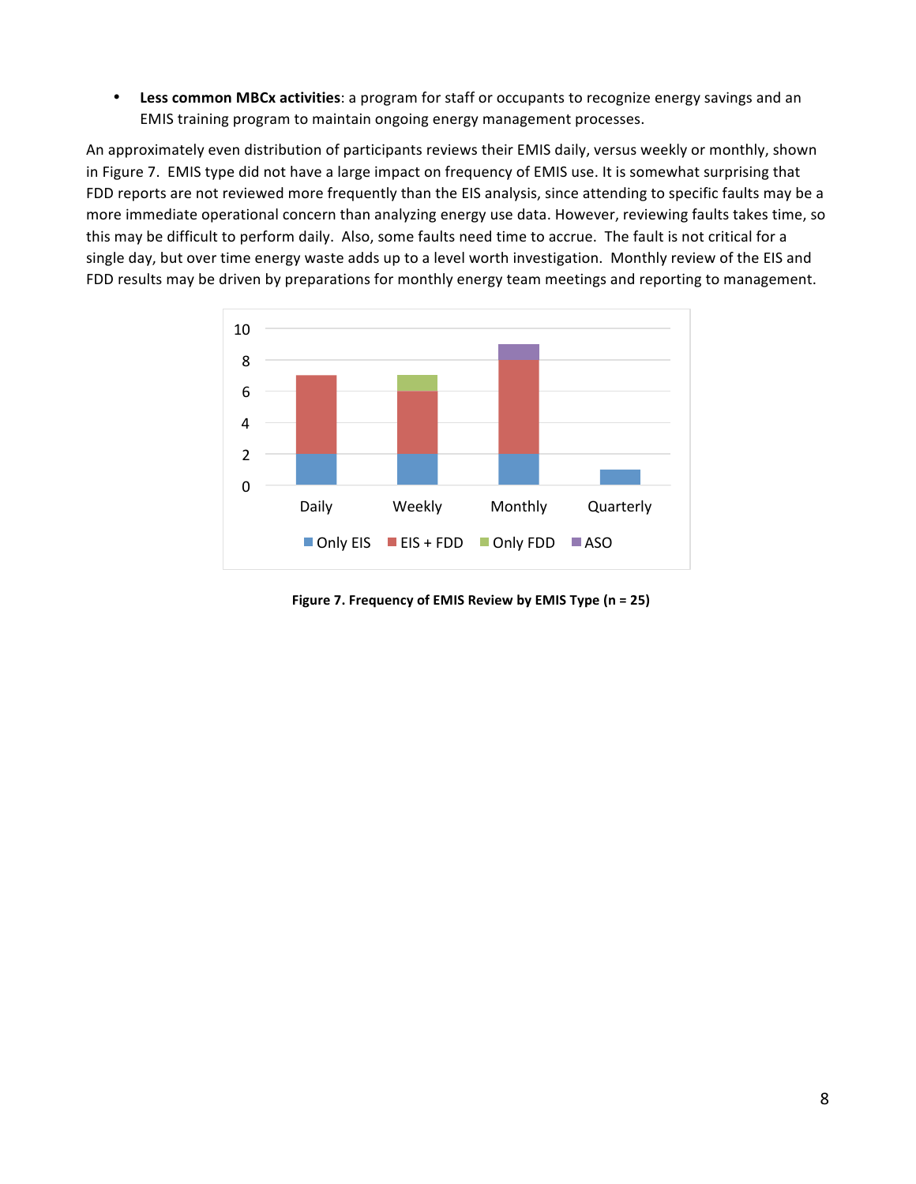- **Less common MBCx activities**: a program for staff or occupants to recognize energy savings and an EMIS training program to maintain ongoing energy management processes.

An approximately even distribution of participants reviews their EMIS daily, versus weekly or monthly, shown in Figure 7. EMIS type did not have a large impact on frequency of EMIS use. It is somewhat surprising that FDD reports are not reviewed more frequently than the EIS analysis, since attending to specific faults may be a more immediate operational concern than analyzing energy use data. However, reviewing faults takes time, so this may be difficult to perform daily. Also, some faults need time to accrue. The fault is not critical for a single day, but over time energy waste adds up to a level worth investigation. Monthly review of the EIS and FDD results may be driven by preparations for monthly energy team meetings and reporting to management.

**Figure 7. Frequency of EMIS Review by EMIS Type (n = 25)**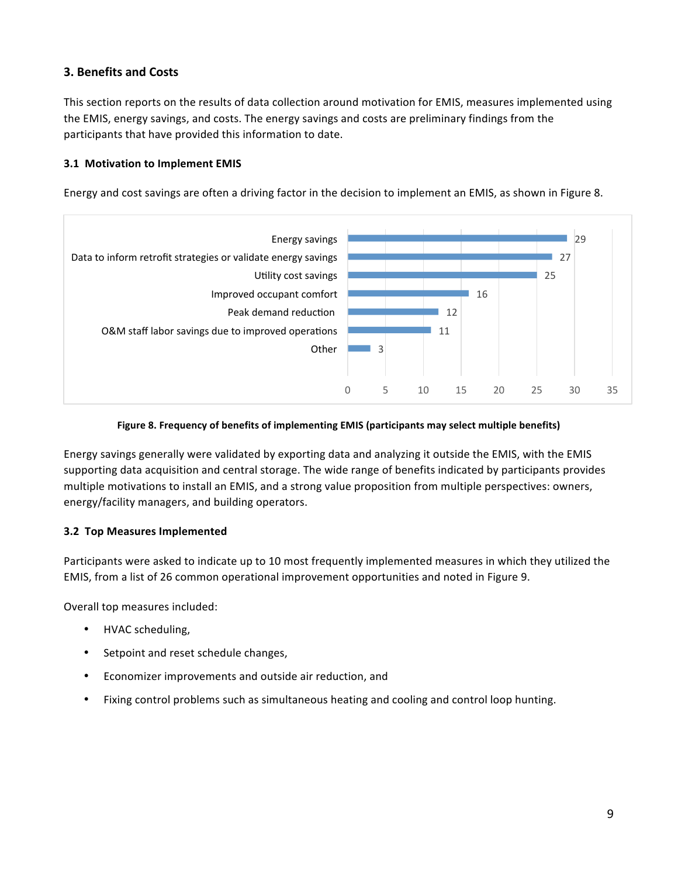## 3. Benefits and Costs

This section reports on the results of data collection around motivation for EMIS, measures implemented using the EMIS, energy savings, and costs. The energy savings and costs are preliminary findings from the participants that have provided this information to date.

### 3.1 Motivation to Implement EMIS

Energy and cost savings are often a driving factor in the decision to implement an EMIS, as shown in Figure 8.

| Benefit | Frequency |
|---|---|
| Energy savings | 29 |
| Data to inform retrofit strategies or validate energy savings | 27 |
| Utility cost savings | 25 |
| Improved occupant comfort | 16 |
| Peak demand reduction | 12 |
| O&M staff labor savings due to improved operations | 11 |
| Other | 3 |

**Figure 8. Frequency of benefits of implementing EMIS (participants may select multiple benefits)**

Energy savings generally were validated by exporting data and analyzing it outside the EMIS, with the EMIS supporting data acquisition and central storage. The wide range of benefits indicated by participants provides multiple motivations to install an EMIS, and a strong value proposition from multiple perspectives: owners, energy/facility managers, and building operators.

### 3.2 Top Measures Implemented

Participants were asked to indicate up to 10 most frequently implemented measures in which they utilized the EMIS, from a list of 26 common operational improvement opportunities and noted in Figure 9.

Overall top measures included:

- HVAC scheduling,
- Setpoint and reset schedule changes,
- Economizer improvements and outside air reduction, and
- Fixing control problems such as simultaneous heating and cooling and control loop hunting.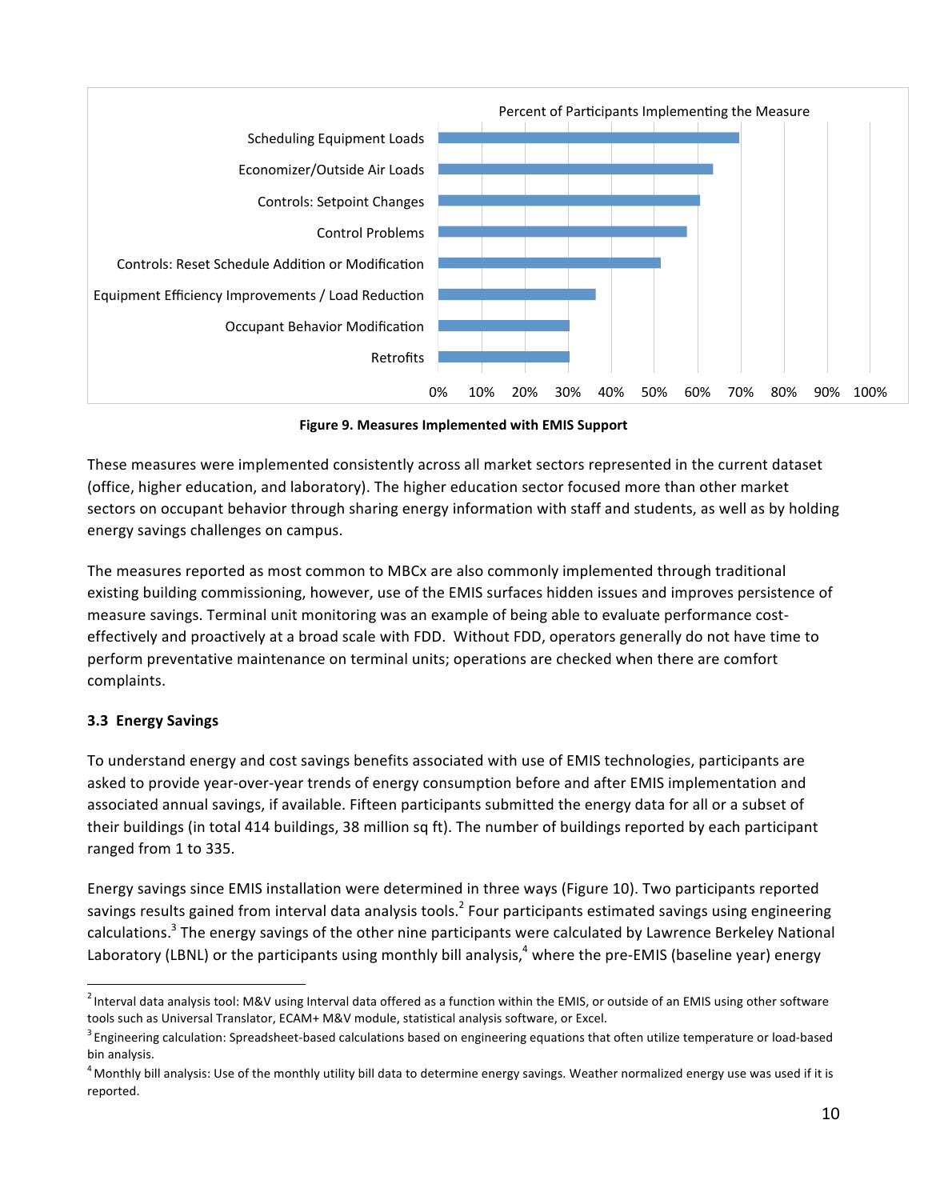Percent of Participants Implementing the Measure

| Measure | Percent |
|---|---|
| Scheduling Equipment Loads | ~70% |
| Economizer/Outside Air Loads | ~64% |
| Controls: Setpoint Changes | ~61% |
| Control Problems | ~58% |
| Controls: Reset Schedule Addition or Modification | ~52% |
| Equipment Efficiency Improvements / Load Reduction | ~36% |
| Occupant Behavior Modification | ~30% |
| Retrofits | ~30% |

**Figure 9. Measures Implemented with EMIS Support**

These measures were implemented consistently across all market sectors represented in the current dataset (office, higher education, and laboratory). The higher education sector focused more than other market sectors on occupant behavior through sharing energy information with staff and students, as well as by holding energy savings challenges on campus.

The measures reported as most common to MBCx are also commonly implemented through traditional existing building commissioning, however, use of the EMIS surfaces hidden issues and improves persistence of measure savings. Terminal unit monitoring was an example of being able to evaluate performance cost-effectively and proactively at a broad scale with FDD. Without FDD, operators generally do not have time to perform preventative maintenance on terminal units; operations are checked when there are comfort complaints.

### 3.3 Energy Savings

To understand energy and cost savings benefits associated with use of EMIS technologies, participants are asked to provide year-over-year trends of energy consumption before and after EMIS implementation and associated annual savings, if available. Fifteen participants submitted the energy data for all or a subset of their buildings (in total 414 buildings, 38 million sq ft). The number of buildings reported by each participant ranged from 1 to 335.

Energy savings since EMIS installation were determined in three ways (Figure 10). Two participants reported savings results gained from interval data analysis tools.[2] Four participants estimated savings using engineering calculations.[3] The energy savings of the other nine participants were calculated by Lawrence Berkeley National Laboratory (LBNL) or the participants using monthly bill analysis,[4] where the pre-EMIS (baseline year) energy

---

[2] Interval data analysis tool: M&V using Interval data offered as a function within the EMIS, or outside of an EMIS using other software tools such as Universal Translator, ECAM+ M&V module, statistical analysis software, or Excel.

[3] Engineering calculation: Spreadsheet-based calculations based on engineering equations that often utilize temperature or load-based bin analysis.

[4] Monthly bill analysis: Use of the monthly utility bill data to determine energy savings. Weather normalized energy use was used if it is reported.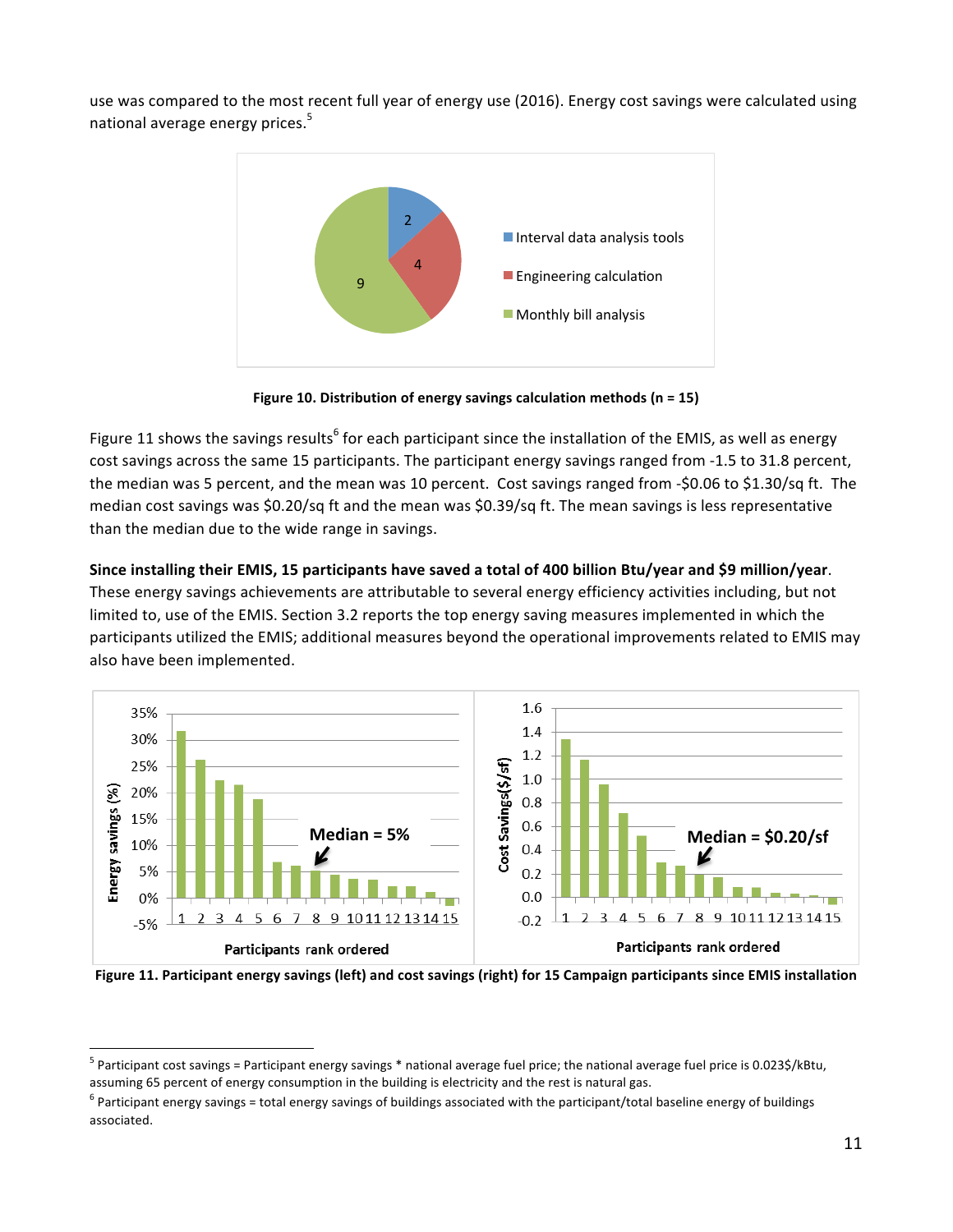use was compared to the most recent full year of energy use (2016). Energy cost savings were calculated using national average energy prices.[5]

**Figure 10. Distribution of energy savings calculation methods (n = 15)**

Figure 11 shows the savings results[6] for each participant since the installation of the EMIS, as well as energy cost savings across the same 15 participants. The participant energy savings ranged from -1.5 to 31.8 percent, the median was 5 percent, and the mean was 10 percent. Cost savings ranged from -$0.06 to $1.30/sq ft. The median cost savings was $0.20/sq ft and the mean was $0.39/sq ft. The mean savings is less representative than the median due to the wide range in savings.

**Since installing their EMIS, 15 participants have saved a total of 400 billion Btu/year and $9 million/year**. These energy savings achievements are attributable to several energy efficiency activities including, but not limited to, use of the EMIS. Section 3.2 reports the top energy saving measures implemented in which the participants utilized the EMIS; additional measures beyond the operational improvements related to EMIS may also have been implemented.

**Figure 11. Participant energy savings (left) and cost savings (right) for 15 Campaign participants since EMIS installation**

[5] Participant cost savings = Participant energy savings * national average fuel price; the national average fuel price is 0.023$/kBtu, assuming 65 percent of energy consumption in the building is electricity and the rest is natural gas.

[6] Participant energy savings = total energy savings of buildings associated with the participant/total baseline energy of buildings associated.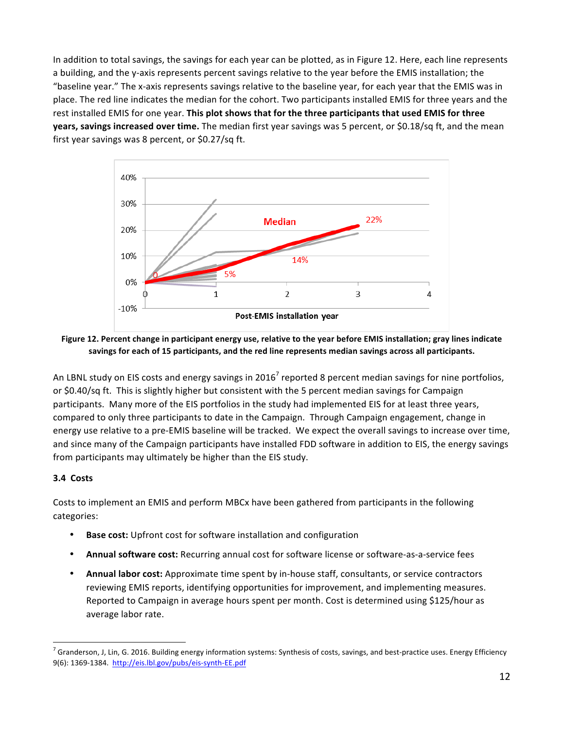In addition to total savings, the savings for each year can be plotted, as in Figure 12. Here, each line represents a building, and the y-axis represents percent savings relative to the year before the EMIS installation; the "baseline year." The x-axis represents savings relative to the baseline year, for each year that the EMIS was in place. The red line indicates the median for the cohort. Two participants installed EMIS for three years and the rest installed EMIS for one year. **This plot shows that for the three participants that used EMIS for three years, savings increased over time.** The median first year savings was 5 percent, or \$0.18/sq ft, and the mean first year savings was 8 percent, or \$0.27/sq ft.

**Figure 12. Percent change in participant energy use, relative to the year before EMIS installation; gray lines indicate savings for each of 15 participants, and the red line represents median savings across all participants.**

An LBNL study on EIS costs and energy savings in 2016[7] reported 8 percent median savings for nine portfolios, or \$0.40/sq ft. This is slightly higher but consistent with the 5 percent median savings for Campaign participants. Many more of the EIS portfolios in the study had implemented EIS for at least three years, compared to only three participants to date in the Campaign. Through Campaign engagement, change in energy use relative to a pre-EMIS baseline will be tracked. We expect the overall savings to increase over time, and since many of the Campaign participants have installed FDD software in addition to EIS, the energy savings from participants may ultimately be higher than the EIS study.

### 3.4 Costs

Costs to implement an EMIS and perform MBCx have been gathered from participants in the following categories:

- **Base cost:** Upfront cost for software installation and configuration
- **Annual software cost:** Recurring annual cost for software license or software-as-a-service fees
- **Annual labor cost:** Approximate time spent by in-house staff, consultants, or service contractors reviewing EMIS reports, identifying opportunities for improvement, and implementing measures. Reported to Campaign in average hours spent per month. Cost is determined using \$125/hour as average labor rate.

[7] Granderson, J, Lin, G. 2016. Building energy information systems: Synthesis of costs, savings, and best-practice uses. Energy Efficiency 9(6): 1369-1384. http://eis.lbl.gov/pubs/eis-synth-EE.pdf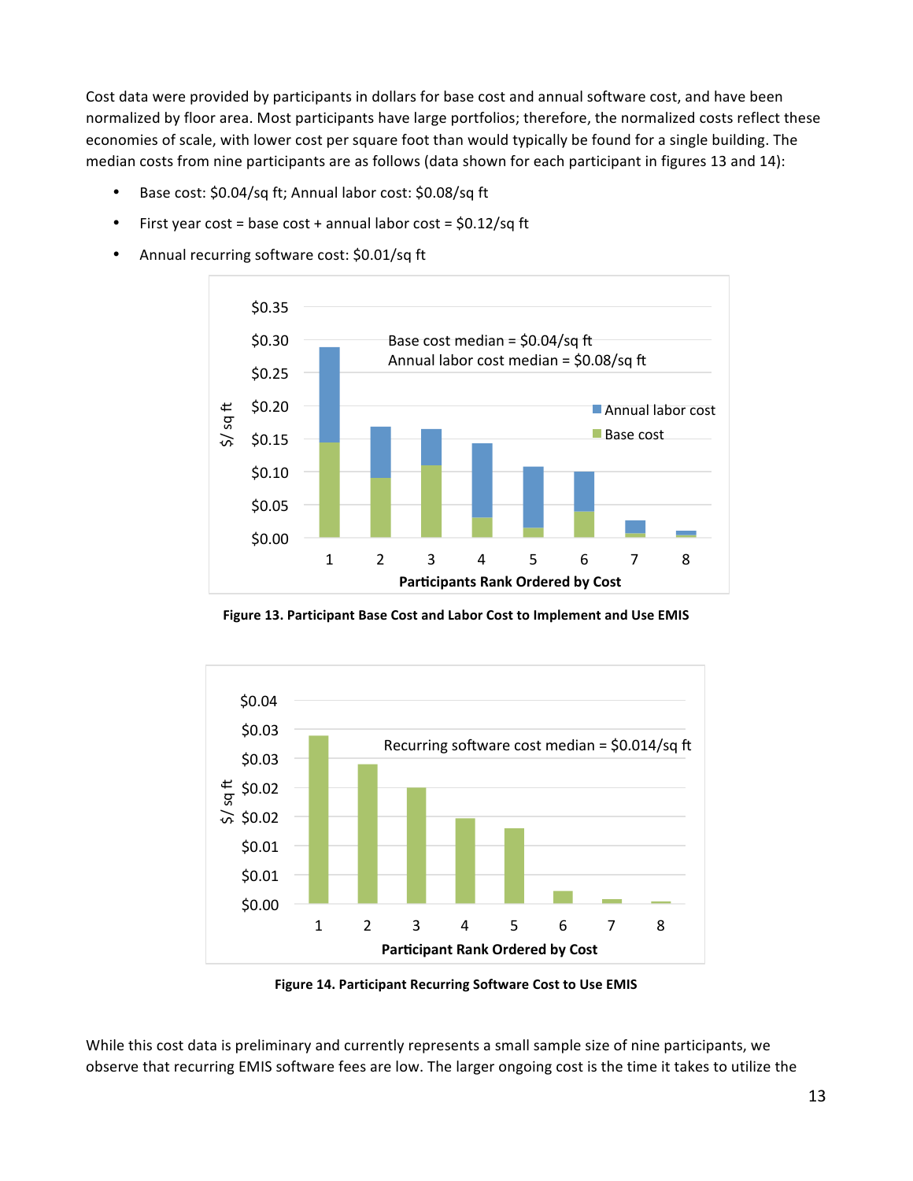Cost data were provided by participants in dollars for base cost and annual software cost, and have been normalized by floor area. Most participants have large portfolios; therefore, the normalized costs reflect these economies of scale, with lower cost per square foot than would typically be found for a single building. The median costs from nine participants are as follows (data shown for each participant in figures 13 and 14):

- Base cost: $0.04/sq ft; Annual labor cost: $0.08/sq ft
- First year cost = base cost + annual labor cost = $0.12/sq ft
- Annual recurring software cost: $0.01/sq ft

**Figure 13. Participant Base Cost and Labor Cost to Implement and Use EMIS**

**Figure 14. Participant Recurring Software Cost to Use EMIS**

While this cost data is preliminary and currently represents a small sample size of nine participants, we observe that recurring EMIS software fees are low. The larger ongoing cost is the time it takes to utilize the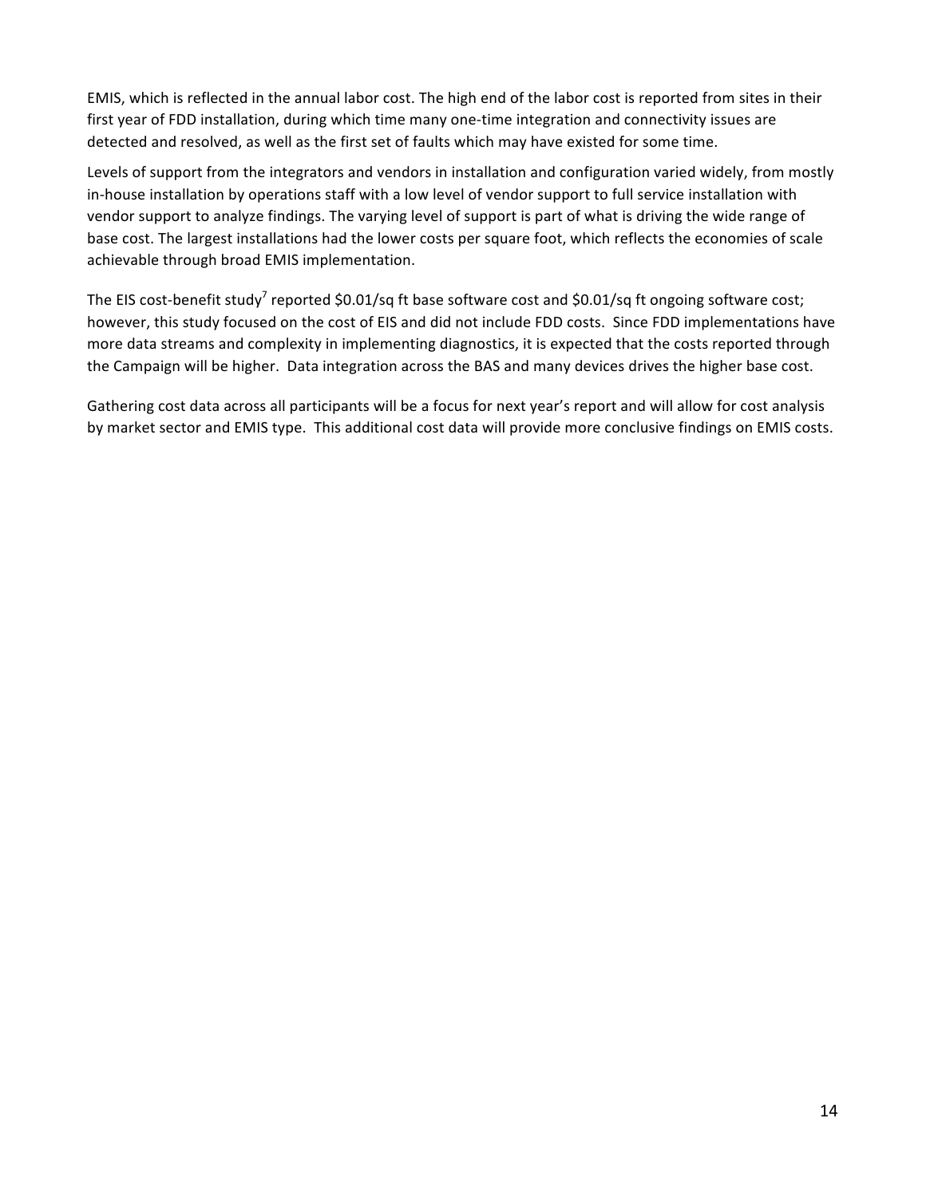EMIS, which is reflected in the annual labor cost. The high end of the labor cost is reported from sites in their first year of FDD installation, during which time many one-time integration and connectivity issues are detected and resolved, as well as the first set of faults which may have existed for some time.

Levels of support from the integrators and vendors in installation and configuration varied widely, from mostly in-house installation by operations staff with a low level of vendor support to full service installation with vendor support to analyze findings. The varying level of support is part of what is driving the wide range of base cost. The largest installations had the lower costs per square foot, which reflects the economies of scale achievable through broad EMIS implementation.

The EIS cost-benefit study[7] reported $0.01/sq ft base software cost and $0.01/sq ft ongoing software cost; however, this study focused on the cost of EIS and did not include FDD costs. Since FDD implementations have more data streams and complexity in implementing diagnostics, it is expected that the costs reported through the Campaign will be higher. Data integration across the BAS and many devices drives the higher base cost.

Gathering cost data across all participants will be a focus for next year's report and will allow for cost analysis by market sector and EMIS type. This additional cost data will provide more conclusive findings on EMIS costs.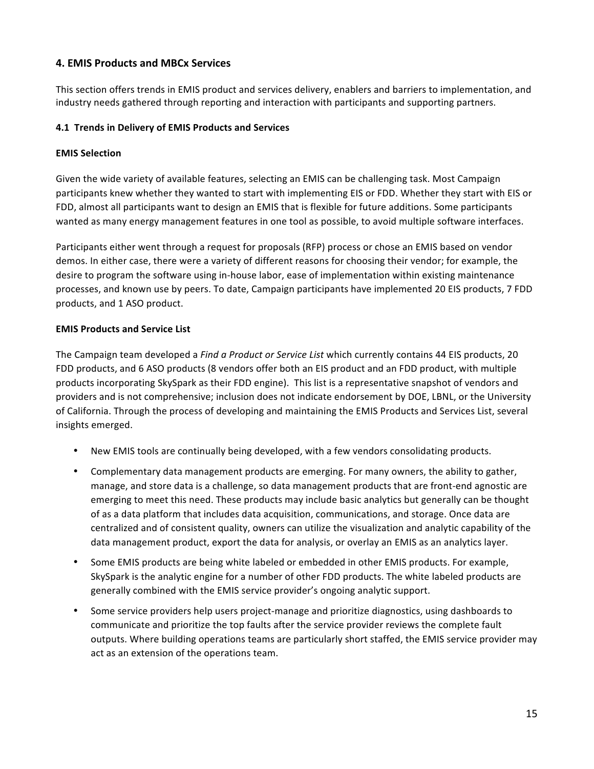## 4. EMIS Products and MBCx Services

This section offers trends in EMIS product and services delivery, enablers and barriers to implementation, and industry needs gathered through reporting and interaction with participants and supporting partners.

### 4.1 Trends in Delivery of EMIS Products and Services

**EMIS Selection**

Given the wide variety of available features, selecting an EMIS can be challenging task. Most Campaign participants knew whether they wanted to start with implementing EIS or FDD. Whether they start with EIS or FDD, almost all participants want to design an EMIS that is flexible for future additions. Some participants wanted as many energy management features in one tool as possible, to avoid multiple software interfaces.

Participants either went through a request for proposals (RFP) process or chose an EMIS based on vendor demos. In either case, there were a variety of different reasons for choosing their vendor; for example, the desire to program the software using in-house labor, ease of implementation within existing maintenance processes, and known use by peers. To date, Campaign participants have implemented 20 EIS products, 7 FDD products, and 1 ASO product.

**EMIS Products and Service List**

The Campaign team developed a *Find a Product or Service List* which currently contains 44 EIS products, 20 FDD products, and 6 ASO products (8 vendors offer both an EIS product and an FDD product, with multiple products incorporating SkySpark as their FDD engine). This list is a representative snapshot of vendors and providers and is not comprehensive; inclusion does not indicate endorsement by DOE, LBNL, or the University of California. Through the process of developing and maintaining the EMIS Products and Services List, several insights emerged.

- New EMIS tools are continually being developed, with a few vendors consolidating products.
- Complementary data management products are emerging. For many owners, the ability to gather, manage, and store data is a challenge, so data management products that are front-end agnostic are emerging to meet this need. These products may include basic analytics but generally can be thought of as a data platform that includes data acquisition, communications, and storage. Once data are centralized and of consistent quality, owners can utilize the visualization and analytic capability of the data management product, export the data for analysis, or overlay an EMIS as an analytics layer.
- Some EMIS products are being white labeled or embedded in other EMIS products. For example, SkySpark is the analytic engine for a number of other FDD products. The white labeled products are generally combined with the EMIS service provider's ongoing analytic support.
- Some service providers help users project-manage and prioritize diagnostics, using dashboards to communicate and prioritize the top faults after the service provider reviews the complete fault outputs. Where building operations teams are particularly short staffed, the EMIS service provider may act as an extension of the operations team.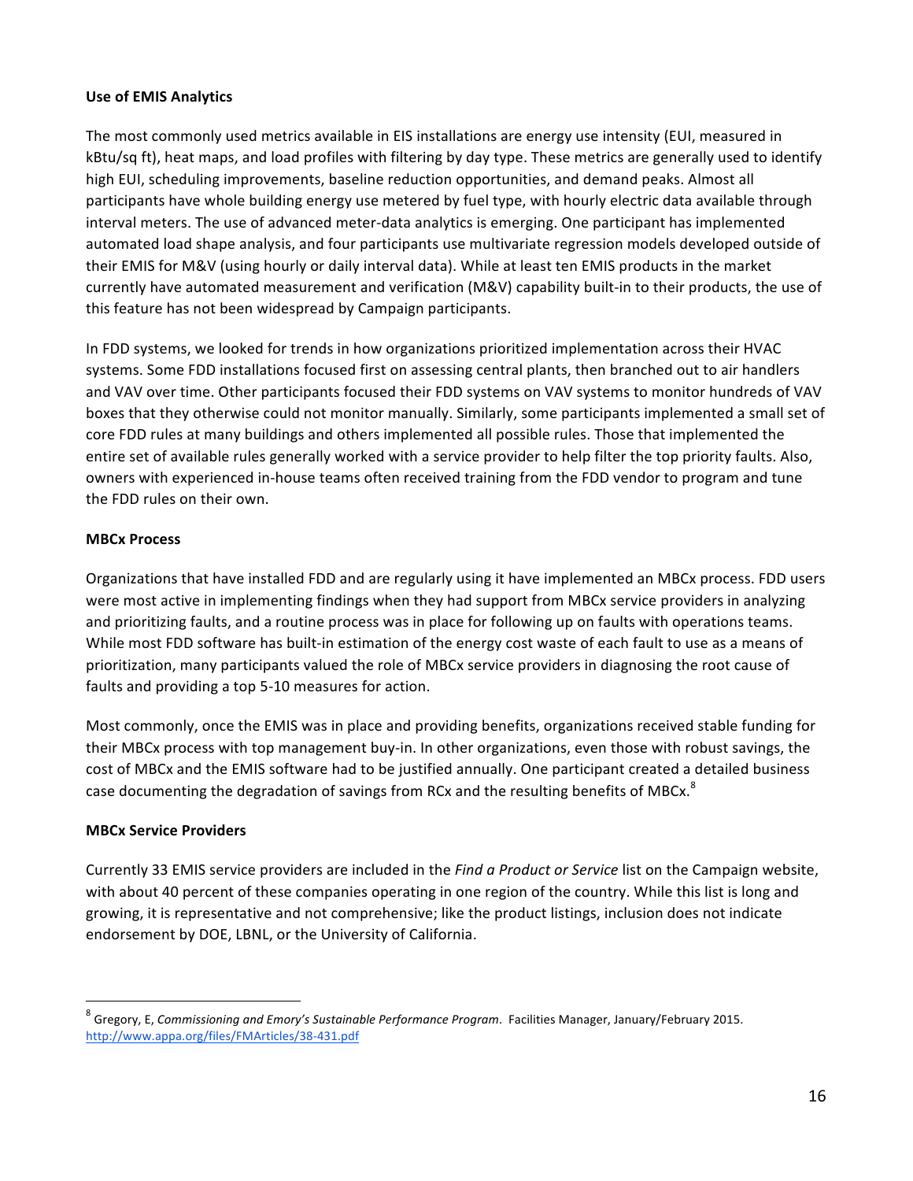**Use of EMIS Analytics**

The most commonly used metrics available in EIS installations are energy use intensity (EUI, measured in kBtu/sq ft), heat maps, and load profiles with filtering by day type. These metrics are generally used to identify high EUI, scheduling improvements, baseline reduction opportunities, and demand peaks. Almost all participants have whole building energy use metered by fuel type, with hourly electric data available through interval meters. The use of advanced meter-data analytics is emerging. One participant has implemented automated load shape analysis, and four participants use multivariate regression models developed outside of their EMIS for M&V (using hourly or daily interval data). While at least ten EMIS products in the market currently have automated measurement and verification (M&V) capability built-in to their products, the use of this feature has not been widespread by Campaign participants.

In FDD systems, we looked for trends in how organizations prioritized implementation across their HVAC systems. Some FDD installations focused first on assessing central plants, then branched out to air handlers and VAV over time. Other participants focused their FDD systems on VAV systems to monitor hundreds of VAV boxes that they otherwise could not monitor manually. Similarly, some participants implemented a small set of core FDD rules at many buildings and others implemented all possible rules. Those that implemented the entire set of available rules generally worked with a service provider to help filter the top priority faults. Also, owners with experienced in-house teams often received training from the FDD vendor to program and tune the FDD rules on their own.

**MBCx Process**

Organizations that have installed FDD and are regularly using it have implemented an MBCx process. FDD users were most active in implementing findings when they had support from MBCx service providers in analyzing and prioritizing faults, and a routine process was in place for following up on faults with operations teams. While most FDD software has built-in estimation of the energy cost waste of each fault to use as a means of prioritization, many participants valued the role of MBCx service providers in diagnosing the root cause of faults and providing a top 5-10 measures for action.

Most commonly, once the EMIS was in place and providing benefits, organizations received stable funding for their MBCx process with top management buy-in. In other organizations, even those with robust savings, the cost of MBCx and the EMIS software had to be justified annually. One participant created a detailed business case documenting the degradation of savings from RCx and the resulting benefits of MBCx.[8]

**MBCx Service Providers**

Currently 33 EMIS service providers are included in the *Find a Product or Service* list on the Campaign website, with about 40 percent of these companies operating in one region of the country. While this list is long and growing, it is representative and not comprehensive; like the product listings, inclusion does not indicate endorsement by DOE, LBNL, or the University of California.

---

[8] Gregory, E, *Commissioning and Emory's Sustainable Performance Program*. Facilities Manager, January/February 2015. http://www.appa.org/files/FMArticles/38-431.pdf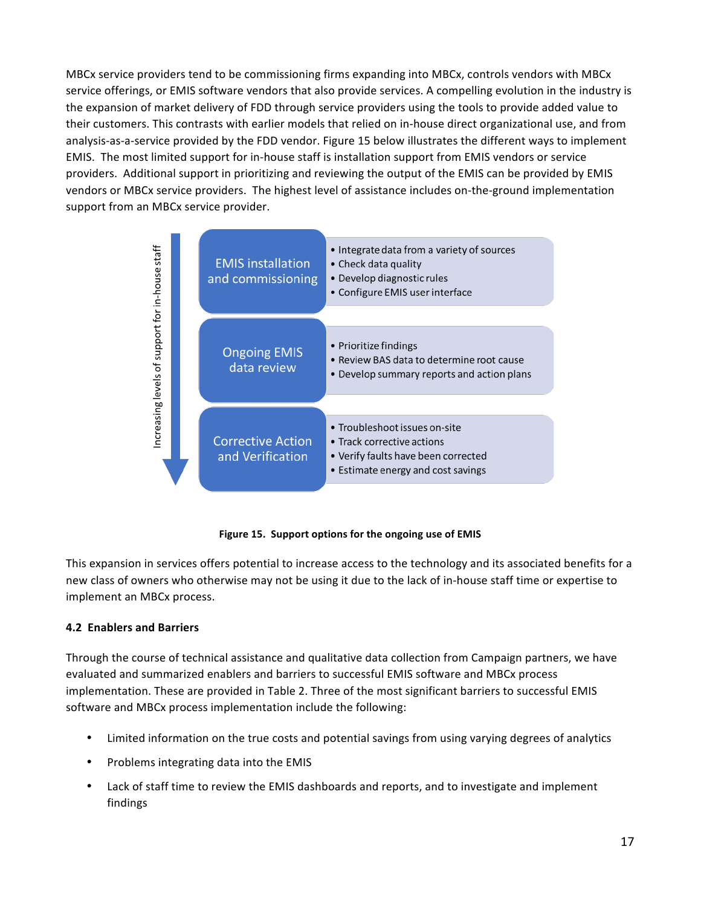MBCx service providers tend to be commissioning firms expanding into MBCx, controls vendors with MBCx service offerings, or EMIS software vendors that also provide services. A compelling evolution in the industry is the expansion of market delivery of FDD through service providers using the tools to provide added value to their customers. This contrasts with earlier models that relied on in-house direct organizational use, and from analysis-as-a-service provided by the FDD vendor. Figure 15 below illustrates the different ways to implement EMIS. The most limited support for in-house staff is installation support from EMIS vendors or service providers. Additional support in prioritizing and reviewing the output of the EMIS can be provided by EMIS vendors or MBCx service providers. The highest level of assistance includes on-the-ground implementation support from an MBCx service provider.

Increasing levels of support for in-house staff ↓

| Support option | Activities |
| --- | --- |
| EMIS installation and commissioning | • Integrate data from a variety of sources<br>• Check data quality<br>• Develop diagnostic rules<br>• Configure EMIS user interface |
| Ongoing EMIS data review | • Prioritize findings<br>• Review BAS data to determine root cause<br>• Develop summary reports and action plans |
| Corrective Action and Verification | • Troubleshoot issues on-site<br>• Track corrective actions<br>• Verify faults have been corrected<br>• Estimate energy and cost savings |

**Figure 15. Support options for the ongoing use of EMIS**

This expansion in services offers potential to increase access to the technology and its associated benefits for a new class of owners who otherwise may not be using it due to the lack of in-house staff time or expertise to implement an MBCx process.

### 4.2 Enablers and Barriers

Through the course of technical assistance and qualitative data collection from Campaign partners, we have evaluated and summarized enablers and barriers to successful EMIS software and MBCx process implementation. These are provided in Table 2. Three of the most significant barriers to successful EMIS software and MBCx process implementation include the following:

- Limited information on the true costs and potential savings from using varying degrees of analytics
- Problems integrating data into the EMIS
- Lack of staff time to review the EMIS dashboards and reports, and to investigate and implement findings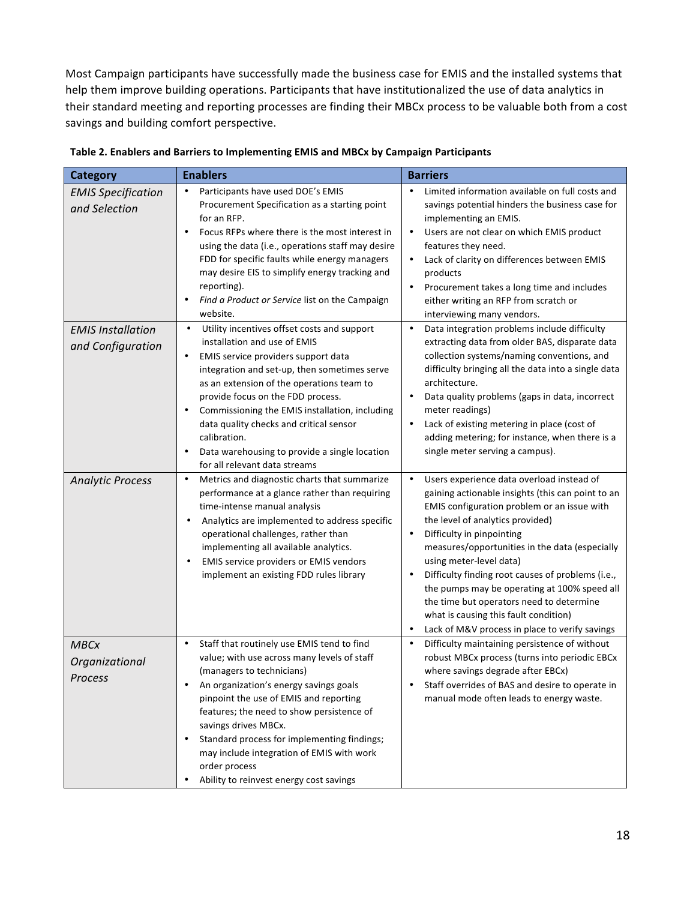Most Campaign participants have successfully made the business case for EMIS and the installed systems that help them improve building operations. Participants that have institutionalized the use of data analytics in their standard meeting and reporting processes are finding their MBCx process to be valuable both from a cost savings and building comfort perspective.

**Table 2. Enablers and Barriers to Implementing EMIS and MBCx by Campaign Participants**

| Category | Enablers | Barriers |
|---|---|---|
| *EMIS Specification and Selection* | • Participants have used DOE's EMIS Procurement Specification as a starting point for an RFP.<br>• Focus RFPs where there is the most interest in using the data (i.e., operations staff may desire FDD for specific faults while energy managers may desire EIS to simplify energy tracking and reporting).<br>• *Find a Product or Service* list on the Campaign website. | • Limited information available on full costs and savings potential hinders the business case for implementing an EMIS.<br>• Users are not clear on which EMIS product features they need.<br>• Lack of clarity on differences between EMIS products<br>• Procurement takes a long time and includes either writing an RFP from scratch or interviewing many vendors. |
| *EMIS Installation and Configuration* | • Utility incentives offset costs and support installation and use of EMIS<br>• EMIS service providers support data integration and set-up, then sometimes serve as an extension of the operations team to provide focus on the FDD process.<br>• Commissioning the EMIS installation, including data quality checks and critical sensor calibration.<br>• Data warehousing to provide a single location for all relevant data streams | • Data integration problems include difficulty extracting data from older BAS, disparate data collection systems/naming conventions, and difficulty bringing all the data into a single data architecture.<br>• Data quality problems (gaps in data, incorrect meter readings)<br>• Lack of existing metering in place (cost of adding metering; for instance, when there is a single meter serving a campus). |
| *Analytic Process* | • Metrics and diagnostic charts that summarize performance at a glance rather than requiring time-intense manual analysis<br>• Analytics are implemented to address specific operational challenges, rather than implementing all available analytics.<br>• EMIS service providers or EMIS vendors implement an existing FDD rules library | • Users experience data overload instead of gaining actionable insights (this can point to an EMIS configuration problem or an issue with the level of analytics provided)<br>• Difficulty in pinpointing measures/opportunities in the data (especially using meter-level data)<br>• Difficulty finding root causes of problems (i.e., the pumps may be operating at 100% speed all the time but operators need to determine what is causing this fault condition)<br>• Lack of M&V process in place to verify savings |
| *MBCx Organizational Process* | • Staff that routinely use EMIS tend to find value; with use across many levels of staff (managers to technicians)<br>• An organization's energy savings goals pinpoint the use of EMIS and reporting features; the need to show persistence of savings drives MBCx.<br>• Standard process for implementing findings; may include integration of EMIS with work order process<br>• Ability to reinvest energy cost savings | • Difficulty maintaining persistence of without robust MBCx process (turns into periodic EBCx where savings degrade after EBCx)<br>• Staff overrides of BAS and desire to operate in manual mode often leads to energy waste. |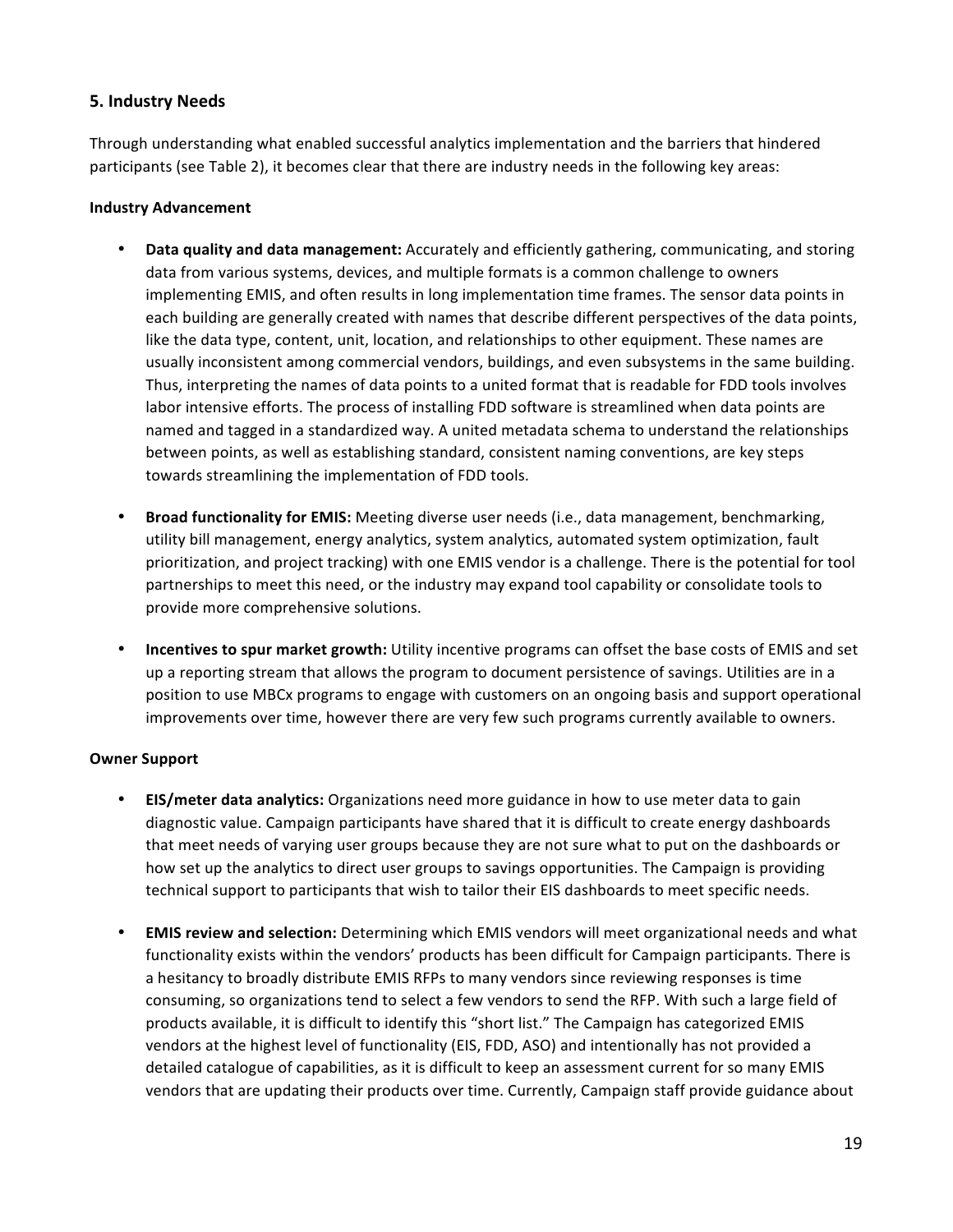## 5. Industry Needs

Through understanding what enabled successful analytics implementation and the barriers that hindered participants (see Table 2), it becomes clear that there are industry needs in the following key areas:

**Industry Advancement**

- **Data quality and data management:** Accurately and efficiently gathering, communicating, and storing data from various systems, devices, and multiple formats is a common challenge to owners implementing EMIS, and often results in long implementation time frames. The sensor data points in each building are generally created with names that describe different perspectives of the data points, like the data type, content, unit, location, and relationships to other equipment. These names are usually inconsistent among commercial vendors, buildings, and even subsystems in the same building. Thus, interpreting the names of data points to a united format that is readable for FDD tools involves labor intensive efforts. The process of installing FDD software is streamlined when data points are named and tagged in a standardized way. A united metadata schema to understand the relationships between points, as well as establishing standard, consistent naming conventions, are key steps towards streamlining the implementation of FDD tools.

- **Broad functionality for EMIS:** Meeting diverse user needs (i.e., data management, benchmarking, utility bill management, energy analytics, system analytics, automated system optimization, fault prioritization, and project tracking) with one EMIS vendor is a challenge. There is the potential for tool partnerships to meet this need, or the industry may expand tool capability or consolidate tools to provide more comprehensive solutions.

- **Incentives to spur market growth:** Utility incentive programs can offset the base costs of EMIS and set up a reporting stream that allows the program to document persistence of savings. Utilities are in a position to use MBCx programs to engage with customers on an ongoing basis and support operational improvements over time, however there are very few such programs currently available to owners.

**Owner Support**

- **EIS/meter data analytics:** Organizations need more guidance in how to use meter data to gain diagnostic value. Campaign participants have shared that it is difficult to create energy dashboards that meet needs of varying user groups because they are not sure what to put on the dashboards or how set up the analytics to direct user groups to savings opportunities. The Campaign is providing technical support to participants that wish to tailor their EIS dashboards to meet specific needs.

- **EMIS review and selection:** Determining which EMIS vendors will meet organizational needs and what functionality exists within the vendors' products has been difficult for Campaign participants. There is a hesitancy to broadly distribute EMIS RFPs to many vendors since reviewing responses is time consuming, so organizations tend to select a few vendors to send the RFP. With such a large field of products available, it is difficult to identify this "short list." The Campaign has categorized EMIS vendors at the highest level of functionality (EIS, FDD, ASO) and intentionally has not provided a detailed catalogue of capabilities, as it is difficult to keep an assessment current for so many EMIS vendors that are updating their products over time. Currently, Campaign staff provide guidance about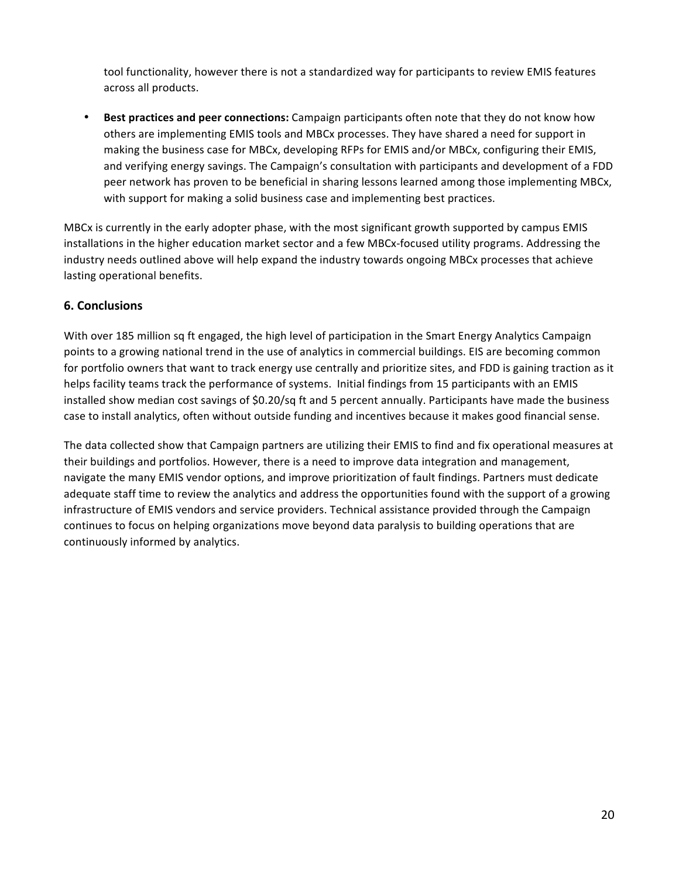tool functionality, however there is not a standardized way for participants to review EMIS features across all products.

- **Best practices and peer connections:** Campaign participants often note that they do not know how others are implementing EMIS tools and MBCx processes. They have shared a need for support in making the business case for MBCx, developing RFPs for EMIS and/or MBCx, configuring their EMIS, and verifying energy savings. The Campaign's consultation with participants and development of a FDD peer network has proven to be beneficial in sharing lessons learned among those implementing MBCx, with support for making a solid business case and implementing best practices.

MBCx is currently in the early adopter phase, with the most significant growth supported by campus EMIS installations in the higher education market sector and a few MBCx-focused utility programs. Addressing the industry needs outlined above will help expand the industry towards ongoing MBCx processes that achieve lasting operational benefits.

## 6. Conclusions

With over 185 million sq ft engaged, the high level of participation in the Smart Energy Analytics Campaign points to a growing national trend in the use of analytics in commercial buildings. EIS are becoming common for portfolio owners that want to track energy use centrally and prioritize sites, and FDD is gaining traction as it helps facility teams track the performance of systems. Initial findings from 15 participants with an EMIS installed show median cost savings of $0.20/sq ft and 5 percent annually. Participants have made the business case to install analytics, often without outside funding and incentives because it makes good financial sense.

The data collected show that Campaign partners are utilizing their EMIS to find and fix operational measures at their buildings and portfolios. However, there is a need to improve data integration and management, navigate the many EMIS vendor options, and improve prioritization of fault findings. Partners must dedicate adequate staff time to review the analytics and address the opportunities found with the support of a growing infrastructure of EMIS vendors and service providers. Technical assistance provided through the Campaign continues to focus on helping organizations move beyond data paralysis to building operations that are continuously informed by analytics.